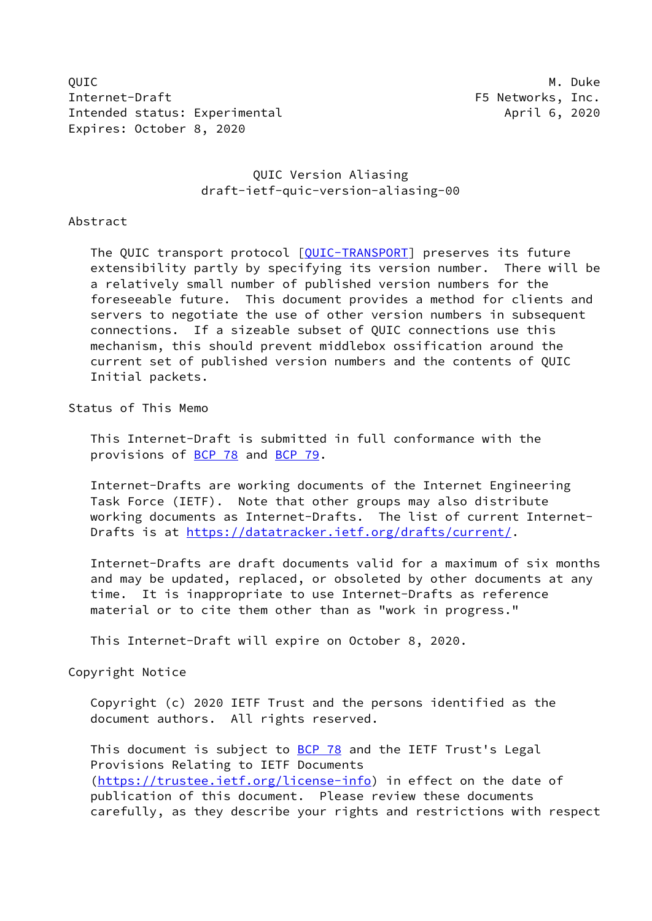QUIC M. Duke
Internet-Draft F5 Networks, Inc.
Intended status: Experimental April 6, 2020
Expires: October 8, 2020

# QUIC Version Aliasing
## draft-ietf-quic-version-aliasing-00

## Abstract

The QUIC transport protocol [QUIC-TRANSPORT] preserves its future extensibility partly by specifying its version number. There will be a relatively small number of published version numbers for the foreseeable future. This document provides a method for clients and servers to negotiate the use of other version numbers in subsequent connections. If a sizeable subset of QUIC connections use this mechanism, this should prevent middlebox ossification around the current set of published version numbers and the contents of QUIC Initial packets.

## Status of This Memo

This Internet-Draft is submitted in full conformance with the provisions of BCP 78 and BCP 79.

Internet-Drafts are working documents of the Internet Engineering Task Force (IETF). Note that other groups may also distribute working documents as Internet-Drafts. The list of current Internet-Drafts is at https://datatracker.ietf.org/drafts/current/.

Internet-Drafts are draft documents valid for a maximum of six months and may be updated, replaced, or obsoleted by other documents at any time. It is inappropriate to use Internet-Drafts as reference material or to cite them other than as "work in progress."

This Internet-Draft will expire on October 8, 2020.

## Copyright Notice

Copyright (c) 2020 IETF Trust and the persons identified as the document authors. All rights reserved.

This document is subject to BCP 78 and the IETF Trust's Legal Provisions Relating to IETF Documents (https://trustee.ietf.org/license-info) in effect on the date of publication of this document. Please review these documents carefully, as they describe your rights and restrictions with respect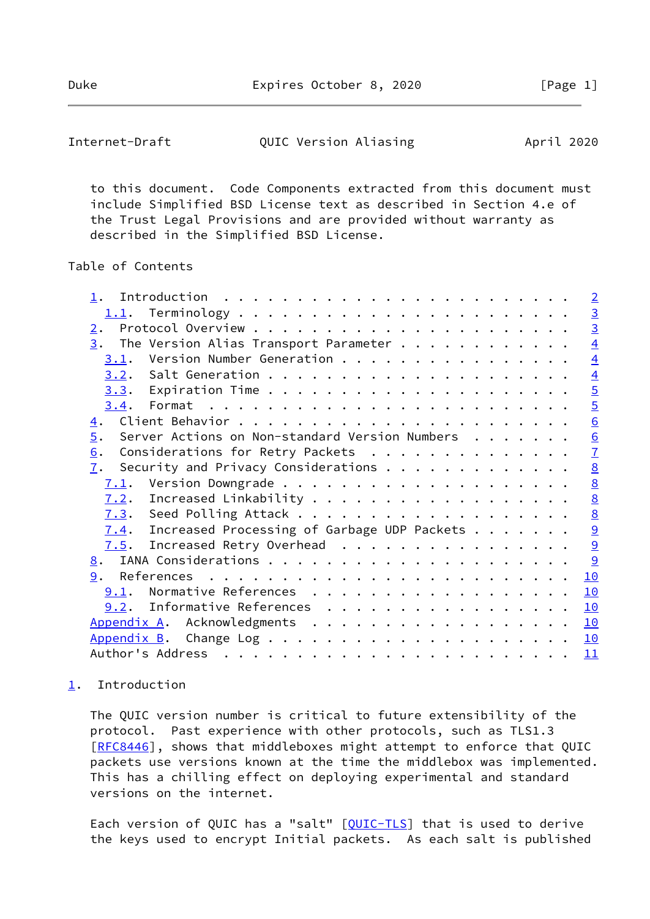to this document. Code Components extracted from this document must include Simplified BSD License text as described in Section 4.e of the Trust Legal Provisions and are provided without warranty as described in the Simplified BSD License.

## Table of Contents

- 1. Introduction . . . . . . . . . . . . . . . . . . . . . . . . 2
  - 1.1. Terminology . . . . . . . . . . . . . . . . . . . . . . 3
- 2. Protocol Overview . . . . . . . . . . . . . . . . . . . . . . 3
- 3. The Version Alias Transport Parameter . . . . . . . . . . . . 4
  - 3.1. Version Number Generation . . . . . . . . . . . . . . . 4
  - 3.2. Salt Generation . . . . . . . . . . . . . . . . . . . . 4
  - 3.3. Expiration Time . . . . . . . . . . . . . . . . . . . . 5
  - 3.4. Format . . . . . . . . . . . . . . . . . . . . . . . . 5
- 4. Client Behavior . . . . . . . . . . . . . . . . . . . . . . . 6
- 5. Server Actions on Non-standard Version Numbers . . . . . . . 6
- 6. Considerations for Retry Packets . . . . . . . . . . . . . . 7
- 7. Security and Privacy Considerations . . . . . . . . . . . . . 8
  - 7.1. Version Downgrade . . . . . . . . . . . . . . . . . . . 8
  - 7.2. Increased Linkability . . . . . . . . . . . . . . . . . 8
  - 7.3. Seed Polling Attack . . . . . . . . . . . . . . . . . . 8
  - 7.4. Increased Processing of Garbage UDP Packets . . . . . . 9
  - 7.5. Increased Retry Overhead . . . . . . . . . . . . . . . 9
- 8. IANA Considerations . . . . . . . . . . . . . . . . . . . . . 9
- 9. References . . . . . . . . . . . . . . . . . . . . . . . . . 10
  - 9.1. Normative References . . . . . . . . . . . . . . . . . 10
  - 9.2. Informative References . . . . . . . . . . . . . . . . 10
- Appendix A. Acknowledgments . . . . . . . . . . . . . . . . . . 10
- Appendix B. Change Log . . . . . . . . . . . . . . . . . . . . . 10
- Author's Address . . . . . . . . . . . . . . . . . . . . . . . . 11

## 1. Introduction

The QUIC version number is critical to future extensibility of the protocol. Past experience with other protocols, such as TLS1.3 [RFC8446], shows that middleboxes might attempt to enforce that QUIC packets use versions known at the time the middlebox was implemented. This has a chilling effect on deploying experimental and standard versions on the internet.

Each version of QUIC has a "salt" [QUIC-TLS] that is used to derive the keys used to encrypt Initial packets. As each salt is published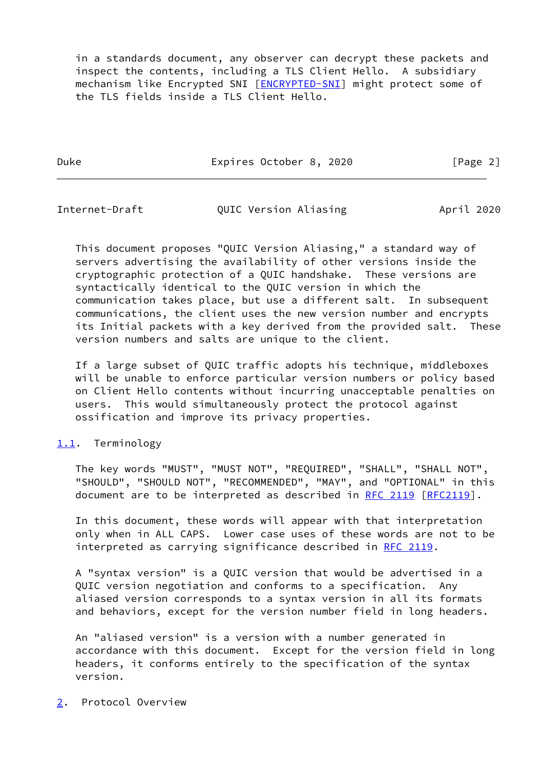in a standards document, any observer can decrypt these packets and inspect the contents, including a TLS Client Hello. A subsidiary mechanism like Encrypted SNI [ENCRYPTED-SNI] might protect some of the TLS fields inside a TLS Client Hello.

This document proposes "QUIC Version Aliasing," a standard way of servers advertising the availability of other versions inside the cryptographic protection of a QUIC handshake. These versions are syntactically identical to the QUIC version in which the communication takes place, but use a different salt. In subsequent communications, the client uses the new version number and encrypts its Initial packets with a key derived from the provided salt. These version numbers and salts are unique to the client.

If a large subset of QUIC traffic adopts his technique, middleboxes will be unable to enforce particular version numbers or policy based on Client Hello contents without incurring unacceptable penalties on users. This would simultaneously protect the protocol against ossification and improve its privacy properties.

### 1.1. Terminology

The key words "MUST", "MUST NOT", "REQUIRED", "SHALL", "SHALL NOT", "SHOULD", "SHOULD NOT", "RECOMMENDED", "MAY", and "OPTIONAL" in this document are to be interpreted as described in RFC 2119 [RFC2119].

In this document, these words will appear with that interpretation only when in ALL CAPS. Lower case uses of these words are not to be interpreted as carrying significance described in RFC 2119.

A "syntax version" is a QUIC version that would be advertised in a QUIC version negotiation and conforms to a specification. Any aliased version corresponds to a syntax version in all its formats and behaviors, except for the version number field in long headers.

An "aliased version" is a version with a number generated in accordance with this document. Except for the version field in long headers, it conforms entirely to the specification of the syntax version.

## 2. Protocol Overview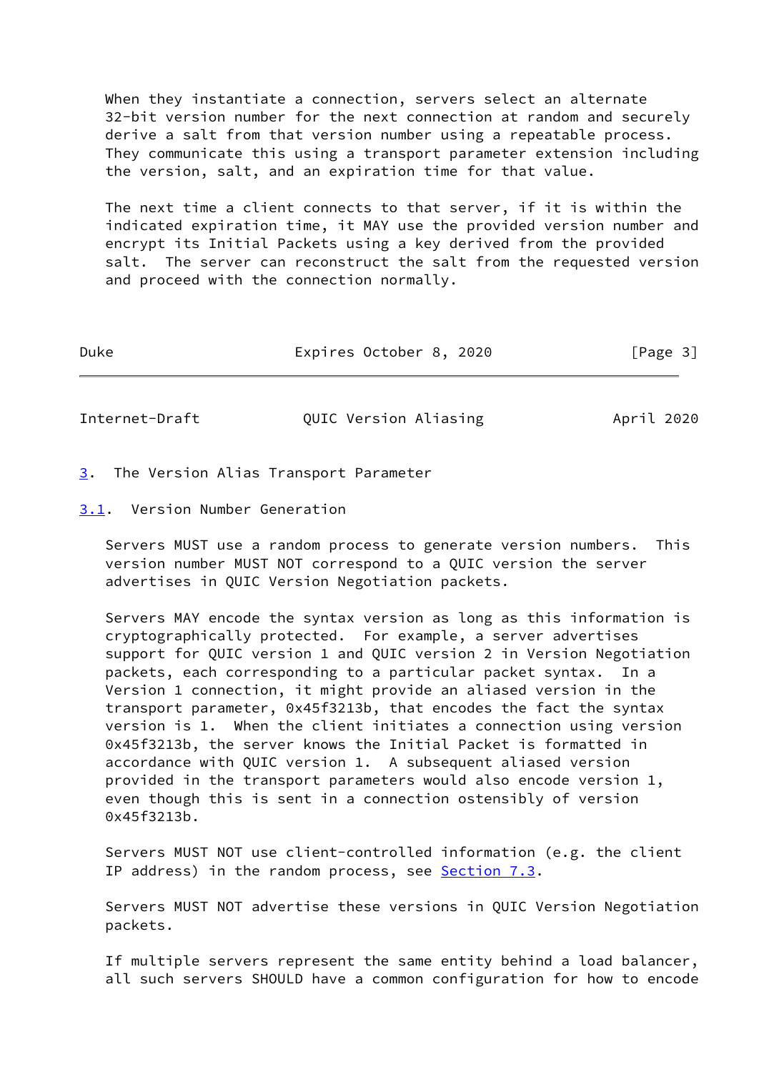When they instantiate a connection, servers select an alternate 32-bit version number for the next connection at random and securely derive a salt from that version number using a repeatable process. They communicate this using a transport parameter extension including the version, salt, and an expiration time for that value.

The next time a client connects to that server, if it is within the indicated expiration time, it MAY use the provided version number and encrypt its Initial Packets using a key derived from the provided salt. The server can reconstruct the salt from the requested version and proceed with the connection normally.

## 3. The Version Alias Transport Parameter

### 3.1. Version Number Generation

Servers MUST use a random process to generate version numbers. This version number MUST NOT correspond to a QUIC version the server advertises in QUIC Version Negotiation packets.

Servers MAY encode the syntax version as long as this information is cryptographically protected. For example, a server advertises support for QUIC version 1 and QUIC version 2 in Version Negotiation packets, each corresponding to a particular packet syntax. In a Version 1 connection, it might provide an aliased version in the transport parameter, 0x45f3213b, that encodes the fact the syntax version is 1. When the client initiates a connection using version 0x45f3213b, the server knows the Initial Packet is formatted in accordance with QUIC version 1. A subsequent aliased version provided in the transport parameters would also encode version 1, even though this is sent in a connection ostensibly of version 0x45f3213b.

Servers MUST NOT use client-controlled information (e.g. the client IP address) in the random process, see Section 7.3.

Servers MUST NOT advertise these versions in QUIC Version Negotiation packets.

If multiple servers represent the same entity behind a load balancer, all such servers SHOULD have a common configuration for how to encode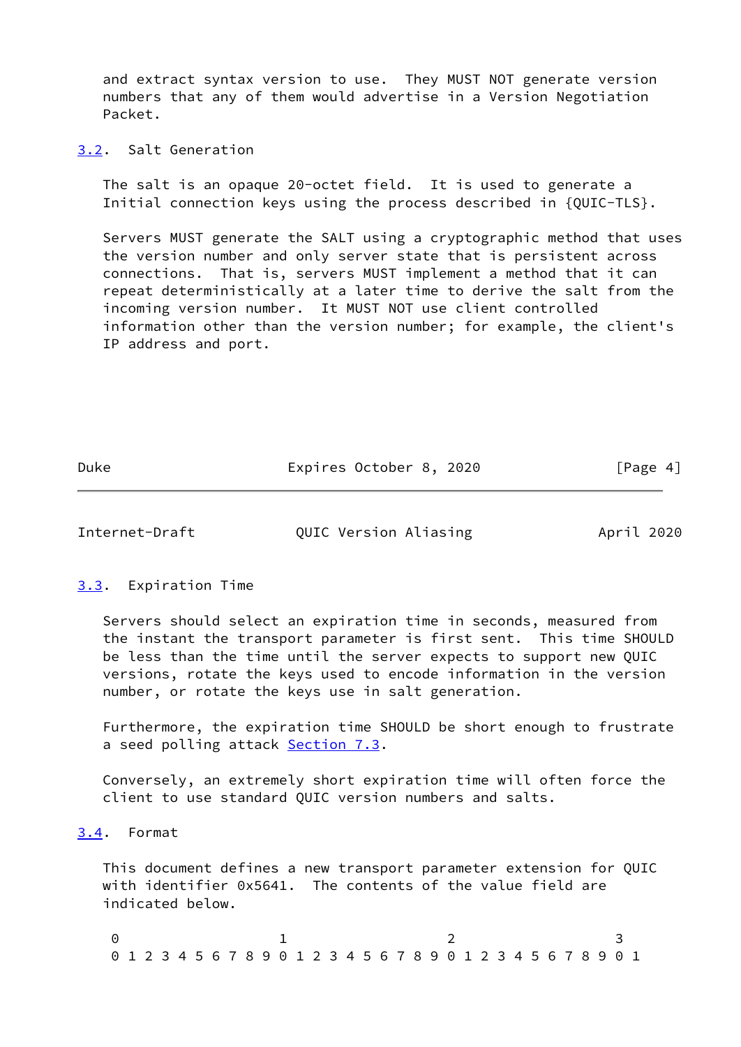and extract syntax version to use. They MUST NOT generate version numbers that any of them would advertise in a Version Negotiation Packet.

### 3.2. Salt Generation

The salt is an opaque 20-octet field. It is used to generate a Initial connection keys using the process described in {QUIC-TLS}.

Servers MUST generate the SALT using a cryptographic method that uses the version number and only server state that is persistent across connections. That is, servers MUST implement a method that it can repeat deterministically at a later time to derive the salt from the incoming version number. It MUST NOT use client controlled information other than the version number; for example, the client's IP address and port.

### 3.3. Expiration Time

Servers should select an expiration time in seconds, measured from the instant the transport parameter is first sent. This time SHOULD be less than the time until the server expects to support new QUIC versions, rotate the keys used to encode information in the version number, or rotate the keys use in salt generation.

Furthermore, the expiration time SHOULD be short enough to frustrate a seed polling attack Section 7.3.

Conversely, an extremely short expiration time will often force the client to use standard QUIC version numbers and salts.

### 3.4. Format

This document defines a new transport parameter extension for QUIC with identifier 0x5641. The contents of the value field are indicated below.

```
 0                   1                   2                   3
 0 1 2 3 4 5 6 7 8 9 0 1 2 3 4 5 6 7 8 9 0 1 2 3 4 5 6 7 8 9 0 1
```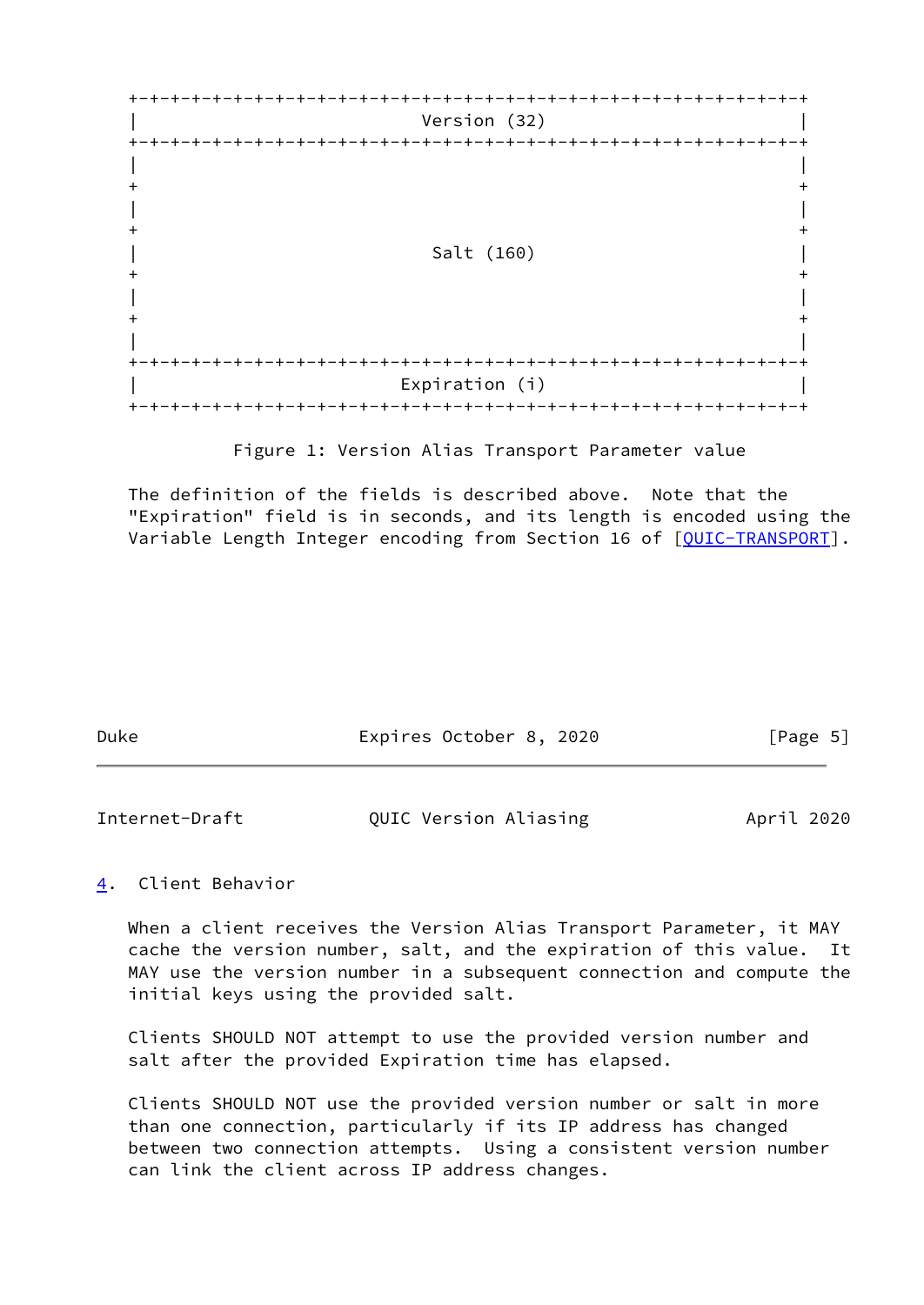```
+-+-+-+-+-+-+-+-+-+-+-+-+-+-+-+-+-+-+-+-+-+-+-+-+-+-+-+-+-+-+-+-+
|                          Version (32)                         |
+-+-+-+-+-+-+-+-+-+-+-+-+-+-+-+-+-+-+-+-+-+-+-+-+-+-+-+-+-+-+-+-+
|                                                               |
+                                                               +
|                                                               |
+                                                               +
|                           Salt (160)                          |
+                                                               +
|                                                               |
+                                                               +
|                                                               |
+-+-+-+-+-+-+-+-+-+-+-+-+-+-+-+-+-+-+-+-+-+-+-+-+-+-+-+-+-+-+-+-+
|                         Expiration (i)                        |
+-+-+-+-+-+-+-+-+-+-+-+-+-+-+-+-+-+-+-+-+-+-+-+-+-+-+-+-+-+-+-+-+
```

Figure 1: Version Alias Transport Parameter value

The definition of the fields is described above. Note that the "Expiration" field is in seconds, and its length is encoded using the Variable Length Integer encoding from Section 16 of [QUIC-TRANSPORT].

## 4. Client Behavior

When a client receives the Version Alias Transport Parameter, it MAY cache the version number, salt, and the expiration of this value. It MAY use the version number in a subsequent connection and compute the initial keys using the provided salt.

Clients SHOULD NOT attempt to use the provided version number and salt after the provided Expiration time has elapsed.

Clients SHOULD NOT use the provided version number or salt in more than one connection, particularly if its IP address has changed between two connection attempts. Using a consistent version number can link the client across IP address changes.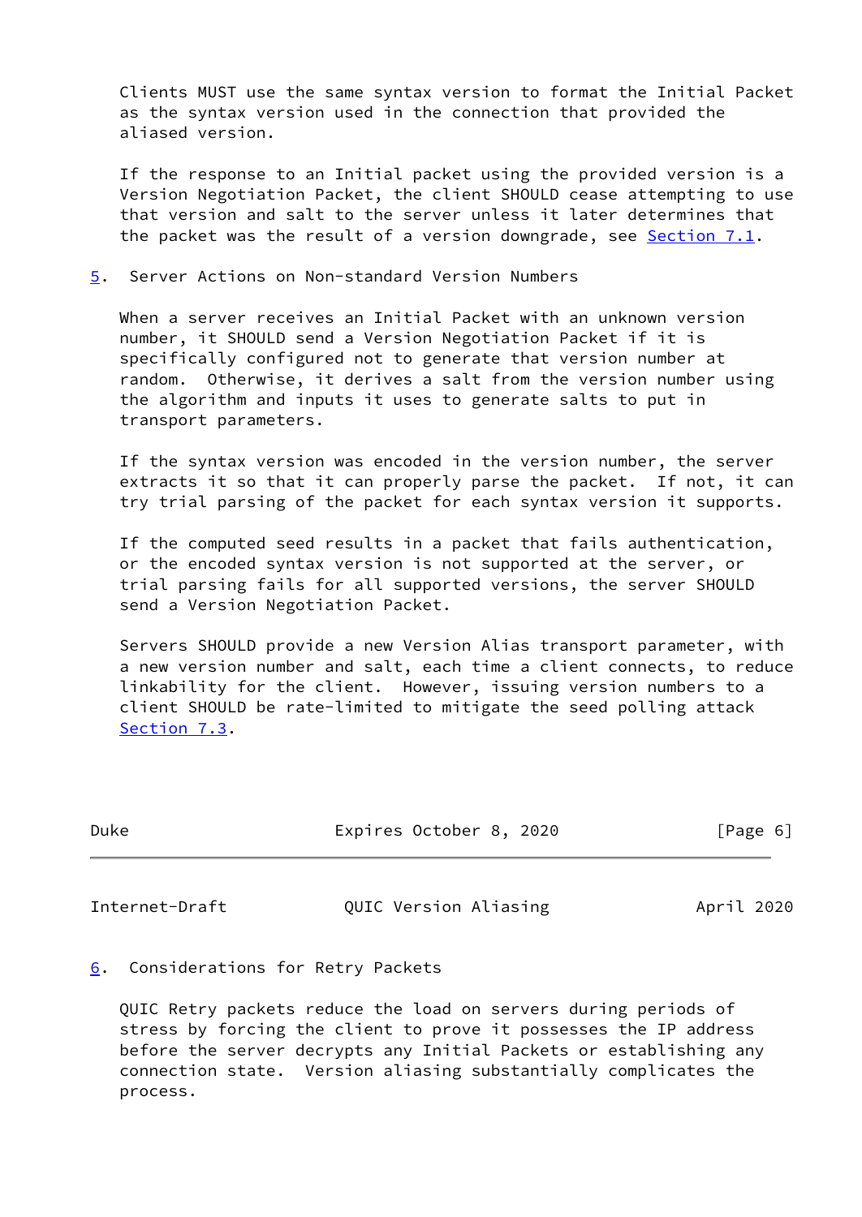Clients MUST use the same syntax version to format the Initial Packet as the syntax version used in the connection that provided the aliased version.

If the response to an Initial packet using the provided version is a Version Negotiation Packet, the client SHOULD cease attempting to use that version and salt to the server unless it later determines that the packet was the result of a version downgrade, see Section 7.1.

## 5. Server Actions on Non-standard Version Numbers

When a server receives an Initial Packet with an unknown version number, it SHOULD send a Version Negotiation Packet if it is specifically configured not to generate that version number at random. Otherwise, it derives a salt from the version number using the algorithm and inputs it uses to generate salts to put in transport parameters.

If the syntax version was encoded in the version number, the server extracts it so that it can properly parse the packet. If not, it can try trial parsing of the packet for each syntax version it supports.

If the computed seed results in a packet that fails authentication, or the encoded syntax version is not supported at the server, or trial parsing fails for all supported versions, the server SHOULD send a Version Negotiation Packet.

Servers SHOULD provide a new Version Alias transport parameter, with a new version number and salt, each time a client connects, to reduce linkability for the client. However, issuing version numbers to a client SHOULD be rate-limited to mitigate the seed polling attack Section 7.3.

## 6. Considerations for Retry Packets

QUIC Retry packets reduce the load on servers during periods of stress by forcing the client to prove it possesses the IP address before the server decrypts any Initial Packets or establishing any connection state. Version aliasing substantially complicates the process.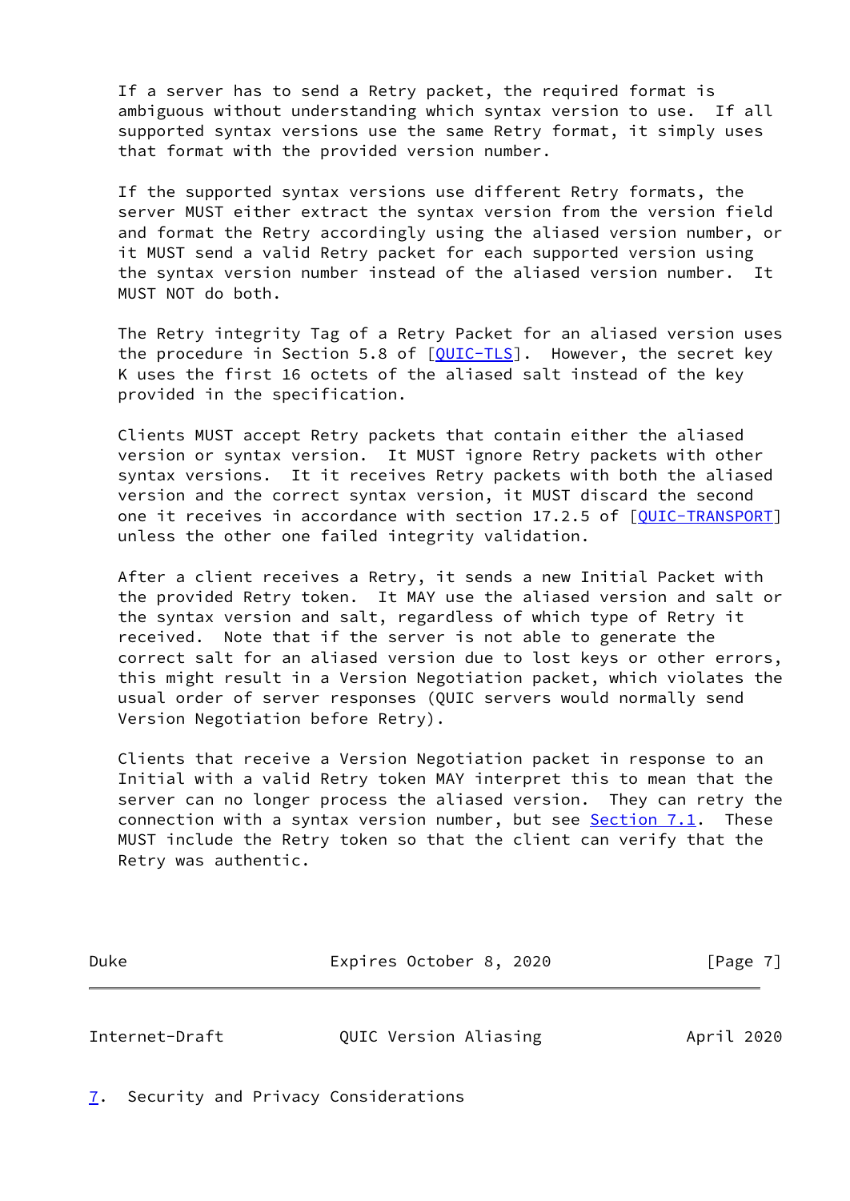If a server has to send a Retry packet, the required format is ambiguous without understanding which syntax version to use. If all supported syntax versions use the same Retry format, it simply uses that format with the provided version number.

If the supported syntax versions use different Retry formats, the server MUST either extract the syntax version from the version field and format the Retry accordingly using the aliased version number, or it MUST send a valid Retry packet for each supported version using the syntax version number instead of the aliased version number. It MUST NOT do both.

The Retry integrity Tag of a Retry Packet for an aliased version uses the procedure in Section 5.8 of [QUIC-TLS]. However, the secret key K uses the first 16 octets of the aliased salt instead of the key provided in the specification.

Clients MUST accept Retry packets that contain either the aliased version or syntax version. It MUST ignore Retry packets with other syntax versions. It it receives Retry packets with both the aliased version and the correct syntax version, it MUST discard the second one it receives in accordance with section 17.2.5 of [QUIC-TRANSPORT] unless the other one failed integrity validation.

After a client receives a Retry, it sends a new Initial Packet with the provided Retry token. It MAY use the aliased version and salt or the syntax version and salt, regardless of which type of Retry it received. Note that if the server is not able to generate the correct salt for an aliased version due to lost keys or other errors, this might result in a Version Negotiation packet, which violates the usual order of server responses (QUIC servers would normally send Version Negotiation before Retry).

Clients that receive a Version Negotiation packet in response to an Initial with a valid Retry token MAY interpret this to mean that the server can no longer process the aliased version. They can retry the connection with a syntax version number, but see Section 7.1. These MUST include the Retry token so that the client can verify that the Retry was authentic.

## 7. Security and Privacy Considerations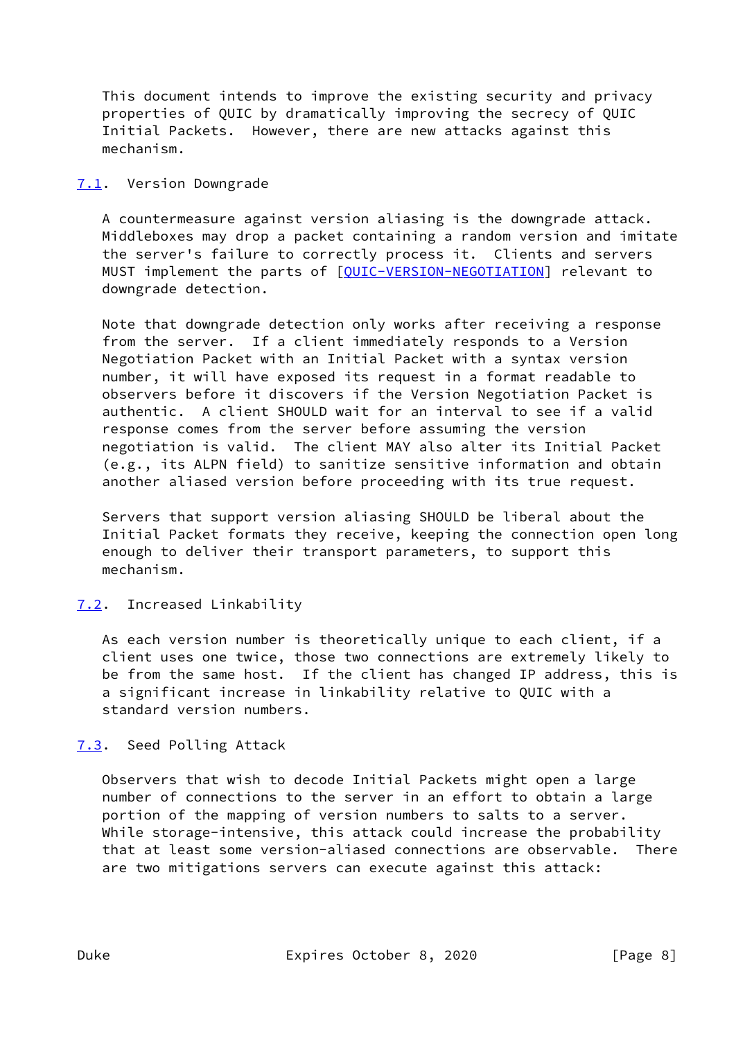This document intends to improve the existing security and privacy properties of QUIC by dramatically improving the secrecy of QUIC Initial Packets. However, there are new attacks against this mechanism.

### 7.1. Version Downgrade

A countermeasure against version aliasing is the downgrade attack. Middleboxes may drop a packet containing a random version and imitate the server's failure to correctly process it. Clients and servers MUST implement the parts of [QUIC-VERSION-NEGOTIATION] relevant to downgrade detection.

Note that downgrade detection only works after receiving a response from the server. If a client immediately responds to a Version Negotiation Packet with an Initial Packet with a syntax version number, it will have exposed its request in a format readable to observers before it discovers if the Version Negotiation Packet is authentic. A client SHOULD wait for an interval to see if a valid response comes from the server before assuming the version negotiation is valid. The client MAY also alter its Initial Packet (e.g., its ALPN field) to sanitize sensitive information and obtain another aliased version before proceeding with its true request.

Servers that support version aliasing SHOULD be liberal about the Initial Packet formats they receive, keeping the connection open long enough to deliver their transport parameters, to support this mechanism.

### 7.2. Increased Linkability

As each version number is theoretically unique to each client, if a client uses one twice, those two connections are extremely likely to be from the same host. If the client has changed IP address, this is a significant increase in linkability relative to QUIC with a standard version numbers.

### 7.3. Seed Polling Attack

Observers that wish to decode Initial Packets might open a large number of connections to the server in an effort to obtain a large portion of the mapping of version numbers to salts to a server. While storage-intensive, this attack could increase the probability that at least some version-aliased connections are observable. There are two mitigations servers can execute against this attack: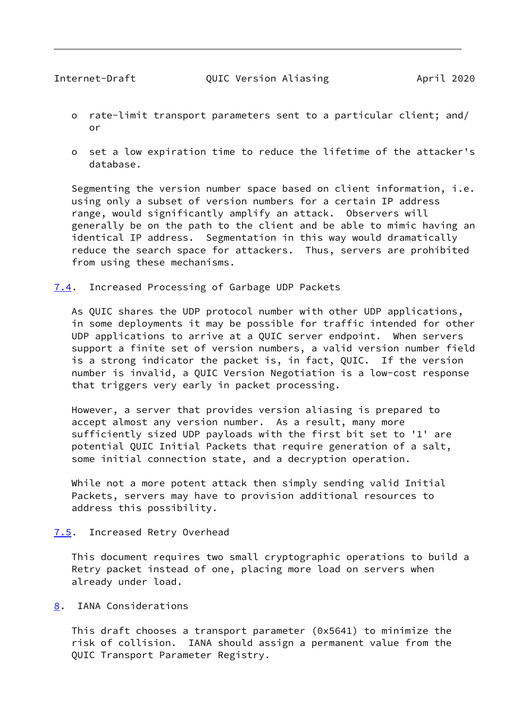- rate-limit transport parameters sent to a particular client; and/or

- set a low expiration time to reduce the lifetime of the attacker's database.

Segmenting the version number space based on client information, i.e. using only a subset of version numbers for a certain IP address range, would significantly amplify an attack. Observers will generally be on the path to the client and be able to mimic having an identical IP address. Segmentation in this way would dramatically reduce the search space for attackers. Thus, servers are prohibited from using these mechanisms.

### 7.4. Increased Processing of Garbage UDP Packets

As QUIC shares the UDP protocol number with other UDP applications, in some deployments it may be possible for traffic intended for other UDP applications to arrive at a QUIC server endpoint. When servers support a finite set of version numbers, a valid version number field is a strong indicator the packet is, in fact, QUIC. If the version number is invalid, a QUIC Version Negotiation is a low-cost response that triggers very early in packet processing.

However, a server that provides version aliasing is prepared to accept almost any version number. As a result, many more sufficiently sized UDP payloads with the first bit set to '1' are potential QUIC Initial Packets that require generation of a salt, some initial connection state, and a decryption operation.

While not a more potent attack then simply sending valid Initial Packets, servers may have to provision additional resources to address this possibility.

### 7.5. Increased Retry Overhead

This document requires two small cryptographic operations to build a Retry packet instead of one, placing more load on servers when already under load.

## 8. IANA Considerations

This draft chooses a transport parameter (0x5641) to minimize the risk of collision. IANA should assign a permanent value from the QUIC Transport Parameter Registry.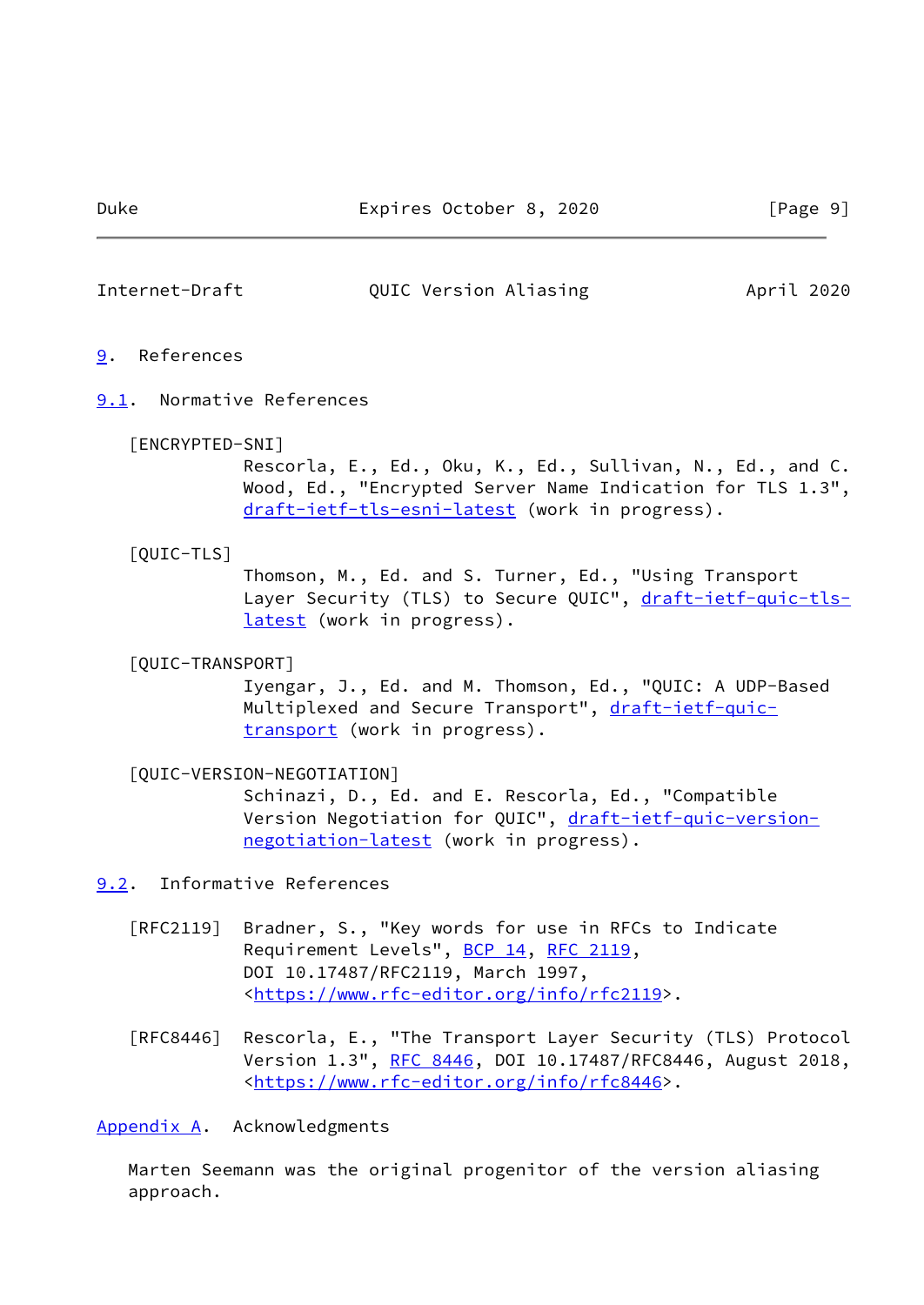## 9. References

### 9.1. Normative References

[ENCRYPTED-SNI]
Rescorla, E., Ed., Oku, K., Ed., Sullivan, N., Ed., and C. Wood, Ed., "Encrypted Server Name Indication for TLS 1.3", draft-ietf-tls-esni-latest (work in progress).

[QUIC-TLS]
Thomson, M., Ed. and S. Turner, Ed., "Using Transport Layer Security (TLS) to Secure QUIC", draft-ietf-quic-tls-latest (work in progress).

[QUIC-TRANSPORT]
Iyengar, J., Ed. and M. Thomson, Ed., "QUIC: A UDP-Based Multiplexed and Secure Transport", draft-ietf-quic-transport (work in progress).

[QUIC-VERSION-NEGOTIATION]
Schinazi, D., Ed. and E. Rescorla, Ed., "Compatible Version Negotiation for QUIC", draft-ietf-quic-version-negotiation-latest (work in progress).

### 9.2. Informative References

[RFC2119] Bradner, S., "Key words for use in RFCs to Indicate Requirement Levels", BCP 14, RFC 2119, DOI 10.17487/RFC2119, March 1997, <https://www.rfc-editor.org/info/rfc2119>.

[RFC8446] Rescorla, E., "The Transport Layer Security (TLS) Protocol Version 1.3", RFC 8446, DOI 10.17487/RFC8446, August 2018, <https://www.rfc-editor.org/info/rfc8446>.

## Appendix A. Acknowledgments

Marten Seemann was the original progenitor of the version aliasing approach.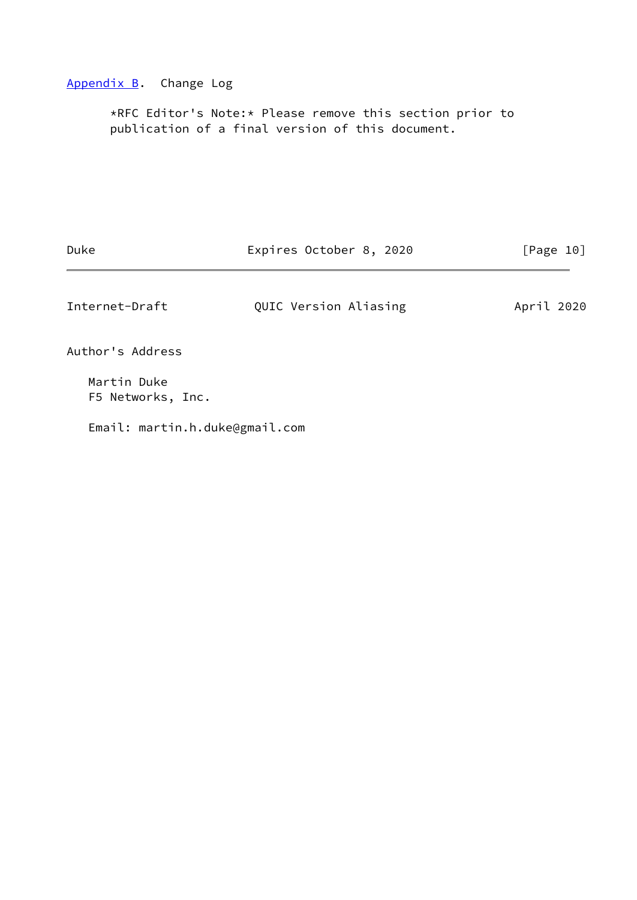## Appendix B. Change Log

*RFC Editor's Note:* Please remove this section prior to publication of a final version of this document.

## Author's Address

Martin Duke
F5 Networks, Inc.

Email: martin.h.duke@gmail.com